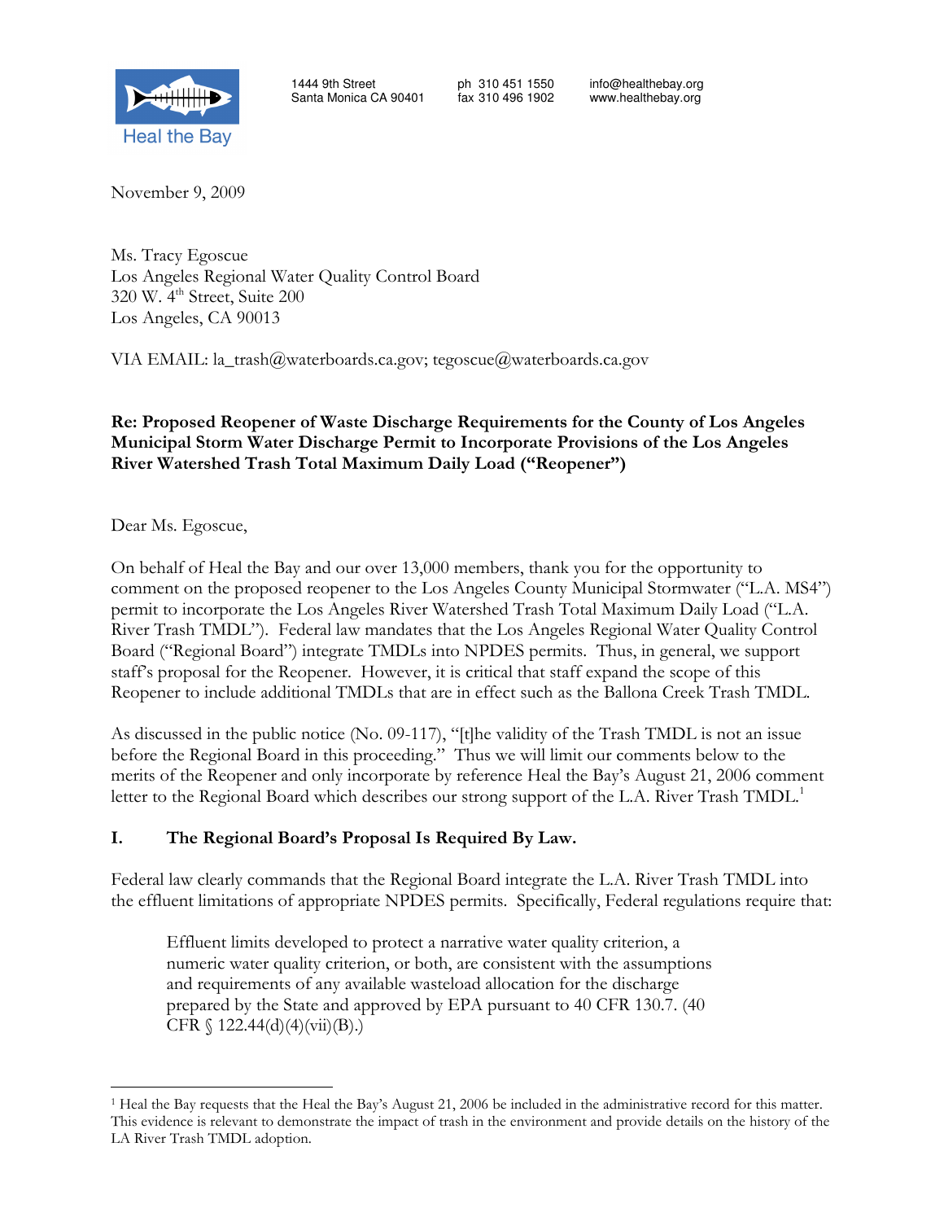Heal the Bay

1444 9th Street
Santa Monica CA 90401

ph 310 451 1550
fax 310 496 1902

info@healthebay.org
www.healthebay.org

November 9, 2009

Ms. Tracy Egoscue
Los Angeles Regional Water Quality Control Board
320 W. 4th Street, Suite 200
Los Angeles, CA 90013

VIA EMAIL: la_trash@waterboards.ca.gov; tegoscue@waterboards.ca.gov

**Re: Proposed Reopener of Waste Discharge Requirements for the County of Los Angeles Municipal Storm Water Discharge Permit to Incorporate Provisions of the Los Angeles River Watershed Trash Total Maximum Daily Load ("Reopener")**

Dear Ms. Egoscue,

On behalf of Heal the Bay and our over 13,000 members, thank you for the opportunity to comment on the proposed reopener to the Los Angeles County Municipal Stormwater ("L.A. MS4") permit to incorporate the Los Angeles River Watershed Trash Total Maximum Daily Load ("L.A. River Trash TMDL"). Federal law mandates that the Los Angeles Regional Water Quality Control Board ("Regional Board") integrate TMDLs into NPDES permits. Thus, in general, we support staff's proposal for the Reopener. However, it is critical that staff expand the scope of this Reopener to include additional TMDLs that are in effect such as the Ballona Creek Trash TMDL.

As discussed in the public notice (No. 09-117), "[t]he validity of the Trash TMDL is not an issue before the Regional Board in this proceeding." Thus we will limit our comments below to the merits of the Reopener and only incorporate by reference Heal the Bay's August 21, 2006 comment letter to the Regional Board which describes our strong support of the L.A. River Trash TMDL.[1]

## I. The Regional Board's Proposal Is Required By Law.

Federal law clearly commands that the Regional Board integrate the L.A. River Trash TMDL into the effluent limitations of appropriate NPDES permits. Specifically, Federal regulations require that:

> Effluent limits developed to protect a narrative water quality criterion, a numeric water quality criterion, or both, are consistent with the assumptions and requirements of any available wasteload allocation for the discharge prepared by the State and approved by EPA pursuant to 40 CFR 130.7. (40 CFR § 122.44(d)(4)(vii)(B).)

[1] Heal the Bay requests that the Heal the Bay's August 21, 2006 be included in the administrative record for this matter. This evidence is relevant to demonstrate the impact of trash in the environment and provide details on the history of the LA River Trash TMDL adoption.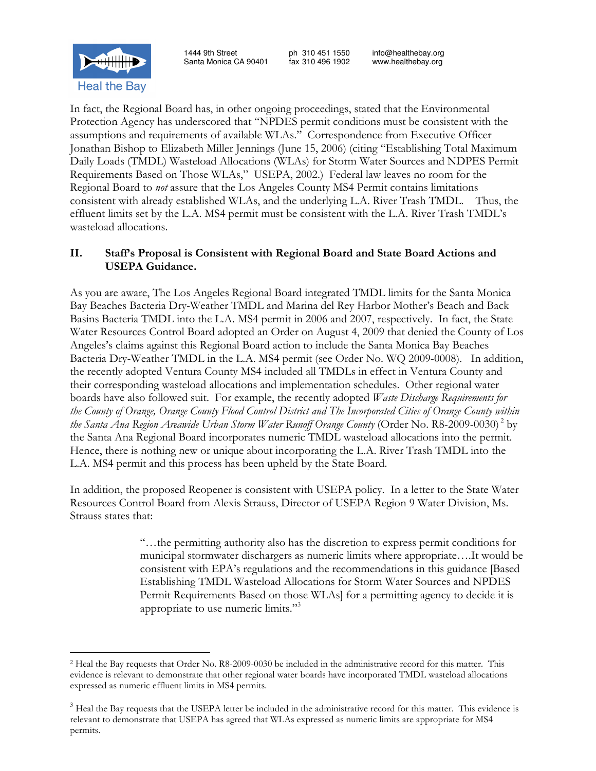In fact, the Regional Board has, in other ongoing proceedings, stated that the Environmental Protection Agency has underscored that "NPDES permit conditions must be consistent with the assumptions and requirements of available WLAs." Correspondence from Executive Officer Jonathan Bishop to Elizabeth Miller Jennings (June 15, 2006) (citing "Establishing Total Maximum Daily Loads (TMDL) Wasteload Allocations (WLAs) for Storm Water Sources and NDPES Permit Requirements Based on Those WLAs," USEPA, 2002.) Federal law leaves no room for the Regional Board to *not* assure that the Los Angeles County MS4 Permit contains limitations consistent with already established WLAs, and the underlying L.A. River Trash TMDL. Thus, the effluent limits set by the L.A. MS4 permit must be consistent with the L.A. River Trash TMDL's wasteload allocations.

## II. Staff's Proposal is Consistent with Regional Board and State Board Actions and USEPA Guidance.

As you are aware, The Los Angeles Regional Board integrated TMDL limits for the Santa Monica Bay Beaches Bacteria Dry-Weather TMDL and Marina del Rey Harbor Mother's Beach and Back Basins Bacteria TMDL into the L.A. MS4 permit in 2006 and 2007, respectively. In fact, the State Water Resources Control Board adopted an Order on August 4, 2009 that denied the County of Los Angeles's claims against this Regional Board action to include the Santa Monica Bay Beaches Bacteria Dry-Weather TMDL in the L.A. MS4 permit (see Order No. WQ 2009-0008). In addition, the recently adopted Ventura County MS4 included all TMDLs in effect in Ventura County and their corresponding wasteload allocations and implementation schedules. Other regional water boards have also followed suit. For example, the recently adopted *Waste Discharge Requirements for the County of Orange, Orange County Flood Control District and The Incorporated Cities of Orange County within the Santa Ana Region Areawide Urban Storm Water Runoff Orange County* (Order No. R8-2009-0030) [2] by the Santa Ana Regional Board incorporates numeric TMDL wasteload allocations into the permit. Hence, there is nothing new or unique about incorporating the L.A. River Trash TMDL into the L.A. MS4 permit and this process has been upheld by the State Board.

In addition, the proposed Reopener is consistent with USEPA policy. In a letter to the State Water Resources Control Board from Alexis Strauss, Director of USEPA Region 9 Water Division, Ms. Strauss states that:

> "…the permitting authority also has the discretion to express permit conditions for municipal stormwater dischargers as numeric limits where appropriate….It would be consistent with EPA's regulations and the recommendations in this guidance [Based Establishing TMDL Wasteload Allocations for Storm Water Sources and NPDES Permit Requirements Based on those WLAs] for a permitting agency to decide it is appropriate to use numeric limits."[3]

---

[2] Heal the Bay requests that Order No. R8-2009-0030 be included in the administrative record for this matter. This evidence is relevant to demonstrate that other regional water boards have incorporated TMDL wasteload allocations expressed as numeric effluent limits in MS4 permits.

[3] Heal the Bay requests that the USEPA letter be included in the administrative record for this matter. This evidence is relevant to demonstrate that USEPA has agreed that WLAs expressed as numeric limits are appropriate for MS4 permits.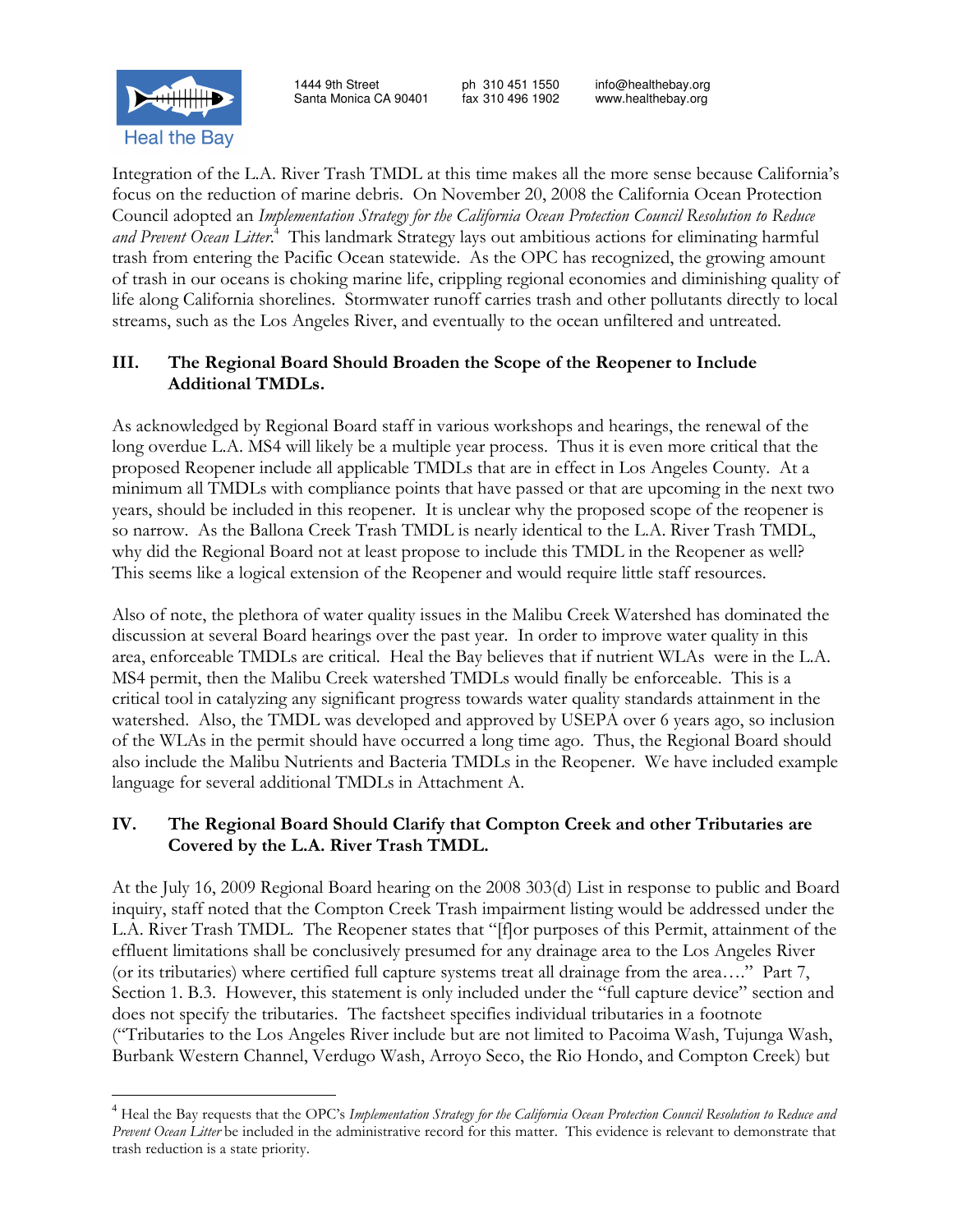Integration of the L.A. River Trash TMDL at this time makes all the more sense because California's focus on the reduction of marine debris. On November 20, 2008 the California Ocean Protection Council adopted an *Implementation Strategy for the California Ocean Protection Council Resolution to Reduce and Prevent Ocean Litter*.[4] This landmark Strategy lays out ambitious actions for eliminating harmful trash from entering the Pacific Ocean statewide. As the OPC has recognized, the growing amount of trash in our oceans is choking marine life, crippling regional economies and diminishing quality of life along California shorelines. Stormwater runoff carries trash and other pollutants directly to local streams, such as the Los Angeles River, and eventually to the ocean unfiltered and untreated.

## III. The Regional Board Should Broaden the Scope of the Reopener to Include Additional TMDLs.

As acknowledged by Regional Board staff in various workshops and hearings, the renewal of the long overdue L.A. MS4 will likely be a multiple year process. Thus it is even more critical that the proposed Reopener include all applicable TMDLs that are in effect in Los Angeles County. At a minimum all TMDLs with compliance points that have passed or that are upcoming in the next two years, should be included in this reopener. It is unclear why the proposed scope of the reopener is so narrow. As the Ballona Creek Trash TMDL is nearly identical to the L.A. River Trash TMDL, why did the Regional Board not at least propose to include this TMDL in the Reopener as well? This seems like a logical extension of the Reopener and would require little staff resources.

Also of note, the plethora of water quality issues in the Malibu Creek Watershed has dominated the discussion at several Board hearings over the past year. In order to improve water quality in this area, enforceable TMDLs are critical. Heal the Bay believes that if nutrient WLAs were in the L.A. MS4 permit, then the Malibu Creek watershed TMDLs would finally be enforceable. This is a critical tool in catalyzing any significant progress towards water quality standards attainment in the watershed. Also, the TMDL was developed and approved by USEPA over 6 years ago, so inclusion of the WLAs in the permit should have occurred a long time ago. Thus, the Regional Board should also include the Malibu Nutrients and Bacteria TMDLs in the Reopener. We have included example language for several additional TMDLs in Attachment A.

## IV. The Regional Board Should Clarify that Compton Creek and other Tributaries are Covered by the L.A. River Trash TMDL.

At the July 16, 2009 Regional Board hearing on the 2008 303(d) List in response to public and Board inquiry, staff noted that the Compton Creek Trash impairment listing would be addressed under the L.A. River Trash TMDL. The Reopener states that "[f]or purposes of this Permit, attainment of the effluent limitations shall be conclusively presumed for any drainage area to the Los Angeles River (or its tributaries) where certified full capture systems treat all drainage from the area…." Part 7, Section 1. B.3. However, this statement is only included under the "full capture device" section and does not specify the tributaries. The factsheet specifies individual tributaries in a footnote ("Tributaries to the Los Angeles River include but are not limited to Pacoima Wash, Tujunga Wash, Burbank Western Channel, Verdugo Wash, Arroyo Seco, the Rio Hondo, and Compton Creek) but

---

[4] Heal the Bay requests that the OPC's *Implementation Strategy for the California Ocean Protection Council Resolution to Reduce and Prevent Ocean Litter* be included in the administrative record for this matter. This evidence is relevant to demonstrate that trash reduction is a state priority.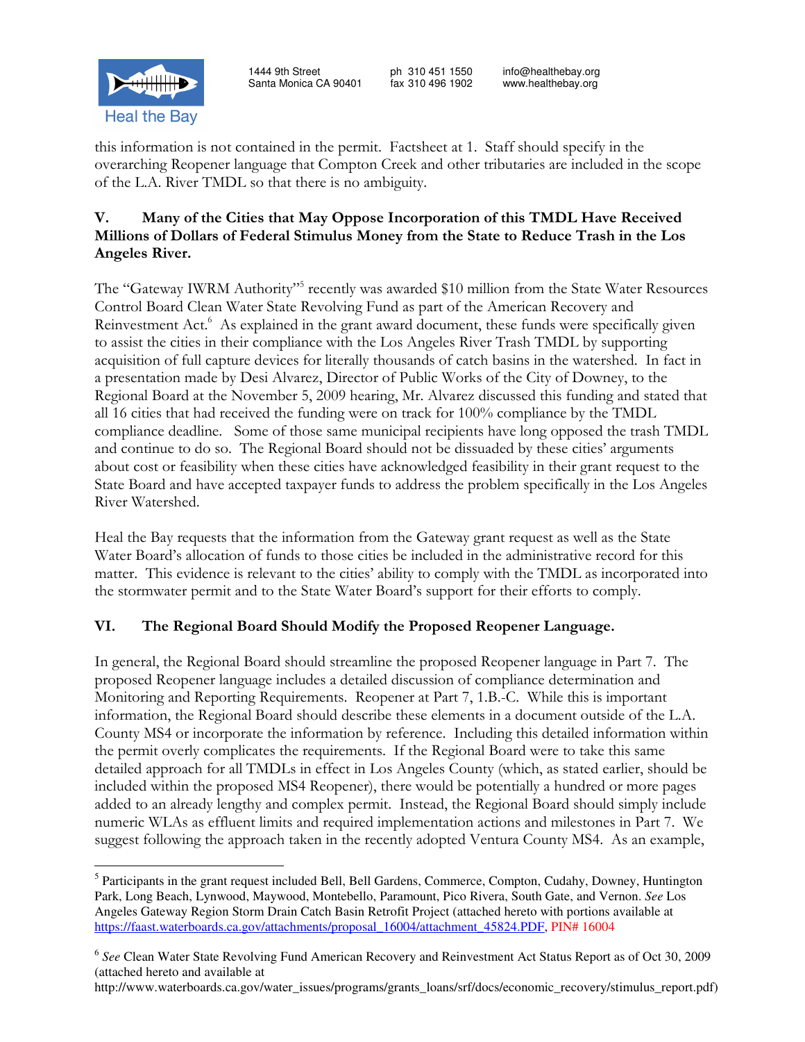this information is not contained in the permit. Factsheet at 1. Staff should specify in the overarching Reopener language that Compton Creek and other tributaries are included in the scope of the L.A. River TMDL so that there is no ambiguity.

## V. Many of the Cities that May Oppose Incorporation of this TMDL Have Received Millions of Dollars of Federal Stimulus Money from the State to Reduce Trash in the Los Angeles River.

The "Gateway IWRM Authority"[5] recently was awarded $10 million from the State Water Resources Control Board Clean Water State Revolving Fund as part of the American Recovery and Reinvestment Act.[6] As explained in the grant award document, these funds were specifically given to assist the cities in their compliance with the Los Angeles River Trash TMDL by supporting acquisition of full capture devices for literally thousands of catch basins in the watershed. In fact in a presentation made by Desi Alvarez, Director of Public Works of the City of Downey, to the Regional Board at the November 5, 2009 hearing, Mr. Alvarez discussed this funding and stated that all 16 cities that had received the funding were on track for 100% compliance by the TMDL compliance deadline. Some of those same municipal recipients have long opposed the trash TMDL and continue to do so. The Regional Board should not be dissuaded by these cities' arguments about cost or feasibility when these cities have acknowledged feasibility in their grant request to the State Board and have accepted taxpayer funds to address the problem specifically in the Los Angeles River Watershed.

Heal the Bay requests that the information from the Gateway grant request as well as the State Water Board's allocation of funds to those cities be included in the administrative record for this matter. This evidence is relevant to the cities' ability to comply with the TMDL as incorporated into the stormwater permit and to the State Water Board's support for their efforts to comply.

## VI. The Regional Board Should Modify the Proposed Reopener Language.

In general, the Regional Board should streamline the proposed Reopener language in Part 7. The proposed Reopener language includes a detailed discussion of compliance determination and Monitoring and Reporting Requirements. Reopener at Part 7, 1.B.-C. While this is important information, the Regional Board should describe these elements in a document outside of the L.A. County MS4 or incorporate the information by reference. Including this detailed information within the permit overly complicates the requirements. If the Regional Board were to take this same detailed approach for all TMDLs in effect in Los Angeles County (which, as stated earlier, should be included within the proposed MS4 Reopener), there would be potentially a hundred or more pages added to an already lengthy and complex permit. Instead, the Regional Board should simply include numeric WLAs as effluent limits and required implementation actions and milestones in Part 7. We suggest following the approach taken in the recently adopted Ventura County MS4. As an example,

---

[5] Participants in the grant request included Bell, Bell Gardens, Commerce, Compton, Cudahy, Downey, Huntington Park, Long Beach, Lynwood, Maywood, Montebello, Paramount, Pico Rivera, South Gate, and Vernon. *See* Los Angeles Gateway Region Storm Drain Catch Basin Retrofit Project (attached hereto with portions available at https://faast.waterboards.ca.gov/attachments/proposal_16004/attachment_45824.PDF, PIN# 16004

[6] *See* Clean Water State Revolving Fund American Recovery and Reinvestment Act Status Report as of Oct 30, 2009 (attached hereto and available at http://www.waterboards.ca.gov/water_issues/programs/grants_loans/srf/docs/economic_recovery/stimulus_report.pdf)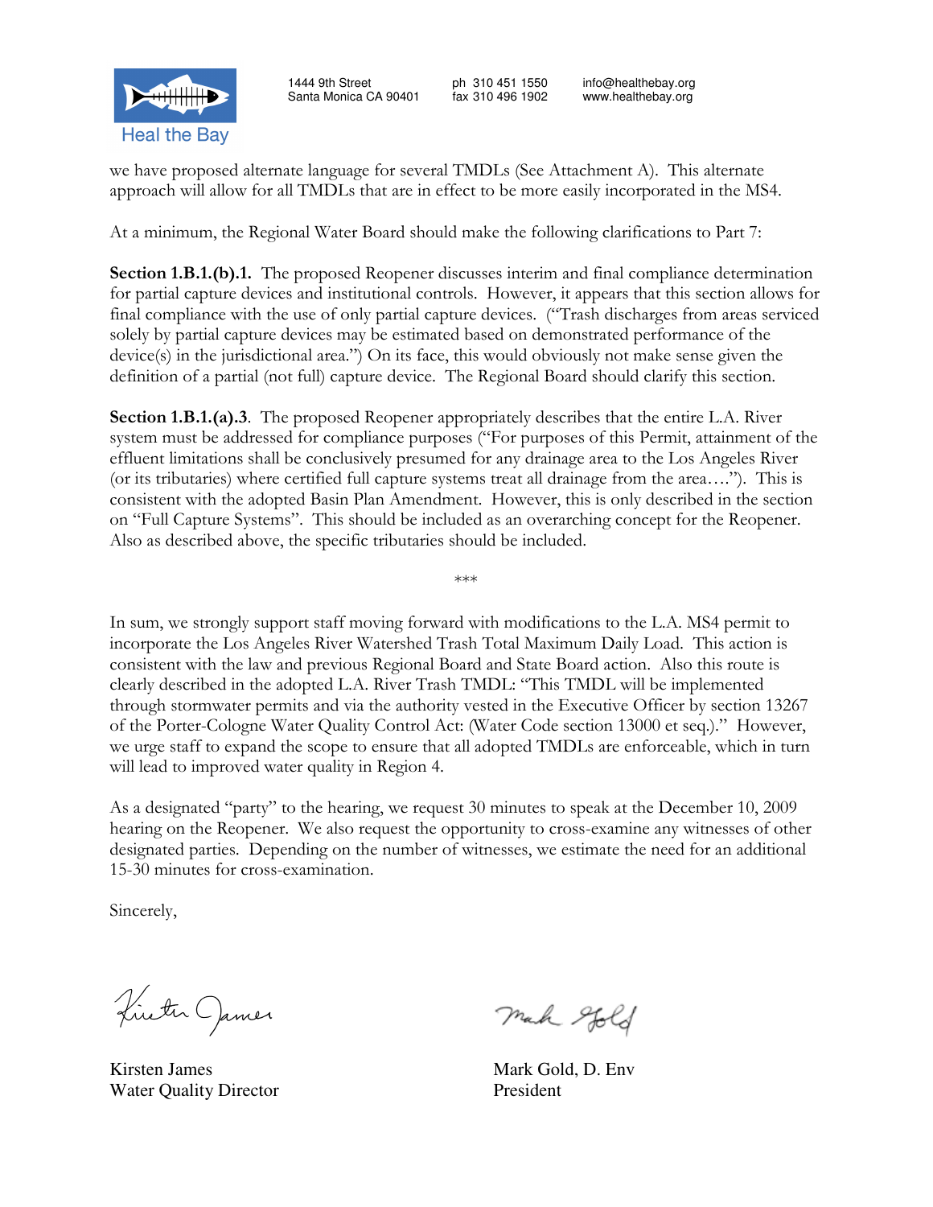we have proposed alternate language for several TMDLs (See Attachment A). This alternate approach will allow for all TMDLs that are in effect to be more easily incorporated in the MS4.

At a minimum, the Regional Water Board should make the following clarifications to Part 7:

**Section 1.B.1.(b).1.** The proposed Reopener discusses interim and final compliance determination for partial capture devices and institutional controls. However, it appears that this section allows for final compliance with the use of only partial capture devices. ("Trash discharges from areas serviced solely by partial capture devices may be estimated based on demonstrated performance of the device(s) in the jurisdictional area.") On its face, this would obviously not make sense given the definition of a partial (not full) capture device. The Regional Board should clarify this section.

**Section 1.B.1.(a).3**. The proposed Reopener appropriately describes that the entire L.A. River system must be addressed for compliance purposes ("For purposes of this Permit, attainment of the effluent limitations shall be conclusively presumed for any drainage area to the Los Angeles River (or its tributaries) where certified full capture systems treat all drainage from the area…."). This is consistent with the adopted Basin Plan Amendment. However, this is only described in the section on "Full Capture Systems". This should be included as an overarching concept for the Reopener. Also as described above, the specific tributaries should be included.

***

In sum, we strongly support staff moving forward with modifications to the L.A. MS4 permit to incorporate the Los Angeles River Watershed Trash Total Maximum Daily Load. This action is consistent with the law and previous Regional Board and State Board action. Also this route is clearly described in the adopted L.A. River Trash TMDL: "This TMDL will be implemented through stormwater permits and via the authority vested in the Executive Officer by section 13267 of the Porter-Cologne Water Quality Control Act: (Water Code section 13000 et seq.)." However, we urge staff to expand the scope to ensure that all adopted TMDLs are enforceable, which in turn will lead to improved water quality in Region 4.

As a designated "party" to the hearing, we request 30 minutes to speak at the December 10, 2009 hearing on the Reopener. We also request the opportunity to cross-examine any witnesses of other designated parties. Depending on the number of witnesses, we estimate the need for an additional 15-30 minutes for cross-examination.

Sincerely,

Kirsten James
Water Quality Director

Mark Gold, D. Env
President